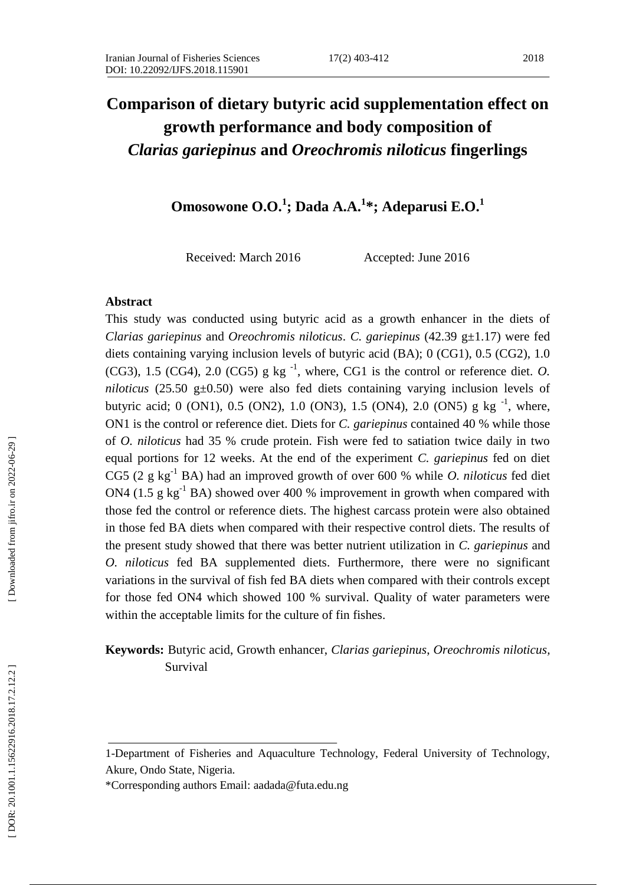# Comparison of dietary butyric acid supplementation effect on growth performance and body composition of *Clarias gariepinus* and *Oreochromis niloticus* fingerlings

**Omosowone O.O.[1]; Dada A.A.[1]*; Adeparusi E.O.[1]**

Received: March 2016 Accepted: June 2016

## Abstract

This study was conducted using butyric acid as a growth enhancer in the diets of *Clarias gariepinus* and *Oreochromis niloticus*. *C. gariepinus* (42.39 g±1.17) were fed diets containing varying inclusion levels of butyric acid (BA); 0 (CG1), 0.5 (CG2), 1.0 (CG3), 1.5 (CG4), 2.0 (CG5) g kg $^{-1}$, where, CG1 is the control or reference diet. *O. niloticus* (25.50 g±0.50) were also fed diets containing varying inclusion levels of butyric acid; 0 (ON1), 0.5 (ON2), 1.0 (ON3), 1.5 (ON4), 2.0 (ON5) g kg $^{-1}$, where, ON1 is the control or reference diet. Diets for *C. gariepinus* contained 40 % while those of *O. niloticus* had 35 % crude protein. Fish were fed to satiation twice daily in two equal portions for 12 weeks. At the end of the experiment *C. gariepinus* fed on diet CG5 (2 g kg$^{-1}$ BA) had an improved growth of over 600 % while *O. niloticus* fed diet ON4 (1.5 g kg$^{-1}$ BA) showed over 400 % improvement in growth when compared with those fed the control or reference diets. The highest carcass protein were also obtained in those fed BA diets when compared with their respective control diets. The results of the present study showed that there was better nutrient utilization in *C. gariepinus* and *O. niloticus* fed BA supplemented diets. Furthermore, there were no significant variations in the survival of fish fed BA diets when compared with their controls except for those fed ON4 which showed 100 % survival. Quality of water parameters were within the acceptable limits for the culture of fin fishes.

**Keywords:** Butyric acid, Growth enhancer, *Clarias gariepinus*, *Oreochromis niloticus*, Survival

---

1-Department of Fisheries and Aquaculture Technology, Federal University of Technology, Akure, Ondo State, Nigeria.

*Corresponding authors Email: aadada@futa.edu.ng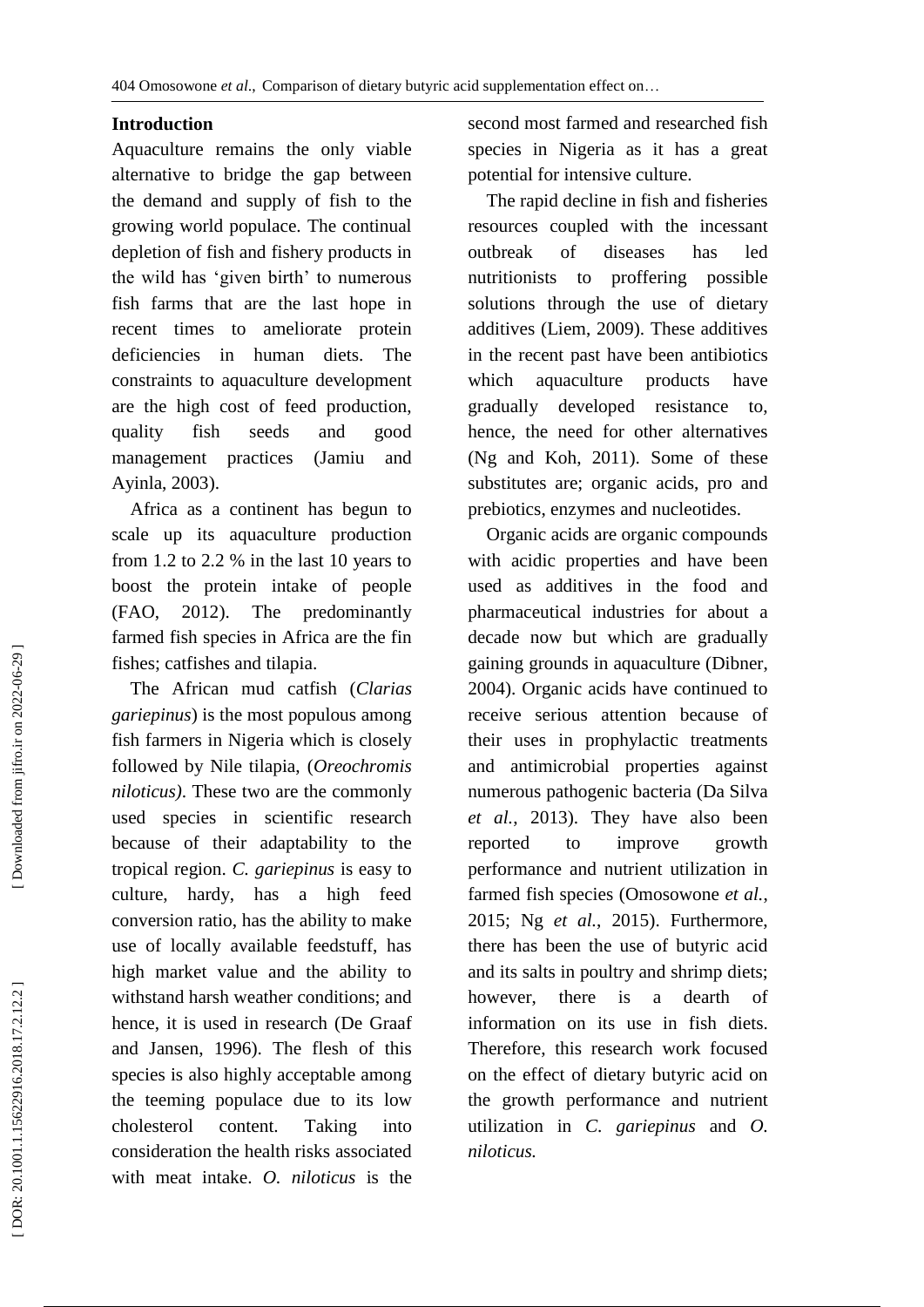## Introduction

Aquaculture remains the only viable alternative to bridge the gap between the demand and supply of fish to the growing world populace. The continual depletion of fish and fishery products in the wild has 'given birth' to numerous fish farms that are the last hope in recent times to ameliorate protein deficiencies in human diets. The constraints to aquaculture development are the high cost of feed production, quality fish seeds and good management practices (Jamiu and Ayinla, 2003).

Africa as a continent has begun to scale up its aquaculture production from 1.2 to 2.2 % in the last 10 years to boost the protein intake of people (FAO, 2012). The predominantly farmed fish species in Africa are the fin fishes; catfishes and tilapia.

The African mud catfish (*Clarias gariepinus*) is the most populous among fish farmers in Nigeria which is closely followed by Nile tilapia, (*Oreochromis niloticus)*. These two are the commonly used species in scientific research because of their adaptability to the tropical region. *C. gariepinus* is easy to culture, hardy, has a high feed conversion ratio, has the ability to make use of locally available feedstuff, has high market value and the ability to withstand harsh weather conditions; and hence, it is used in research (De Graaf and Jansen, 1996). The flesh of this species is also highly acceptable among the teeming populace due to its low cholesterol content. Taking into consideration the health risks associated with meat intake. *O. niloticus* is the second most farmed and researched fish species in Nigeria as it has a great potential for intensive culture.

The rapid decline in fish and fisheries resources coupled with the incessant outbreak of diseases has led nutritionists to proffering possible solutions through the use of dietary additives (Liem, 2009). These additives in the recent past have been antibiotics which aquaculture products have gradually developed resistance to, hence, the need for other alternatives (Ng and Koh, 2011). Some of these substitutes are; organic acids, pro and prebiotics, enzymes and nucleotides.

Organic acids are organic compounds with acidic properties and have been used as additives in the food and pharmaceutical industries for about a decade now but which are gradually gaining grounds in aquaculture (Dibner, 2004). Organic acids have continued to receive serious attention because of their uses in prophylactic treatments and antimicrobial properties against numerous pathogenic bacteria (Da Silva *et al.*, 2013). They have also been reported to improve growth performance and nutrient utilization in farmed fish species (Omosowone *et al.*, 2015; Ng *et al.*, 2015). Furthermore, there has been the use of butyric acid and its salts in poultry and shrimp diets; however, there is a dearth of information on its use in fish diets. Therefore, this research work focused on the effect of dietary butyric acid on the growth performance and nutrient utilization in *C. gariepinus* and *O. niloticus.*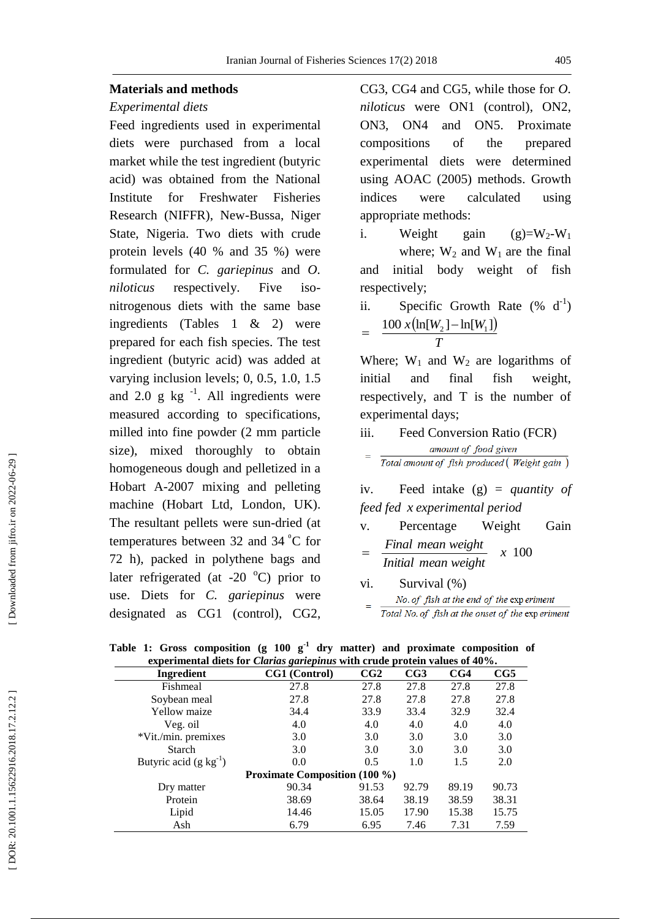## Materials and methods

### *Experimental diets*

Feed ingredients used in experimental diets were purchased from a local market while the test ingredient (butyric acid) was obtained from the National Institute for Freshwater Fisheries Research (NIFFR), New-Bussa, Niger State, Nigeria. Two diets with crude protein levels (40 % and 35 %) were formulated for *C. gariepinus* and *O. niloticus* respectively. Five iso-nitrogenous diets with the same base ingredients (Tables 1 & 2) were prepared for each fish species. The test ingredient (butyric acid) was added at varying inclusion levels; 0, 0.5, 1.0, 1.5 and 2.0 g kg $^{-1}$. All ingredients were measured according to specifications, milled into fine powder (2 mm particle size), mixed thoroughly to obtain homogeneous dough and pelletized in a Hobart A-2007 mixing and pelleting machine (Hobart Ltd, London, UK). The resultant pellets were sun-dried (at temperatures between 32 and 34 $^{o}$C for 72 h), packed in polythene bags and later refrigerated (at -20 $^{o}$C) prior to use. Diets for *C. gariepinus* were designated as CG1 (control), CG2, CG3, CG4 and CG5, while those for *O. niloticus* were ON1 (control), ON2, ON3, ON4 and ON5. Proximate compositions of the prepared experimental diets were determined using AOAC (2005) methods. Growth indices were calculated using appropriate methods:

i. Weight gain (g)= $W_2$-$W_1$ where; $W_2$ and $W_1$ are the final and initial body weight of fish respectively;

ii. Specific Growth Rate (% $d^{-1}$)

$$= \frac{100\,x\left(\ln[W_2]-\ln[W_1]\right)}{T}$$

Where; $W_1$ and $W_2$ are logarithms of initial and final fish weight, respectively, and T is the number of experimental days;

iii. Feed Conversion Ratio (FCR)

$$= \frac{amount\ of\ food\ given}{Total\ amount\ of\ fish\ produced\,(\,Weight\ gain\,)}$$

iv. Feed intake (g) = *quantity of feed fed x experimental period*

v. Percentage Weight Gain

$$= \frac{Final\ mean\ weight}{Initial\ mean\ weight}\ x\ 100$$

vi. Survival (%)

$$= \frac{No.\ of\ fish\ at\ the\ end\ of\ the\ experiment}{Total\ No.\ of\ fish\ at\ the\ onset\ of\ the\ experiment}$$

**Table 1: Gross composition (g 100 g$^{-1}$ dry matter) and proximate composition of experimental diets for *Clarias gariepinus* with crude protein values of 40%.**

| Ingredient | CG1 (Control) | CG2 | CG3 | CG4 | CG5 |
|---|---|---|---|---|---|
| Fishmeal | 27.8 | 27.8 | 27.8 | 27.8 | 27.8 |
| Soybean meal | 27.8 | 27.8 | 27.8 | 27.8 | 27.8 |
| Yellow maize | 34.4 | 33.9 | 33.4 | 32.9 | 32.4 |
| Veg. oil | 4.0 | 4.0 | 4.0 | 4.0 | 4.0 |
| *Vit./min. premixes | 3.0 | 3.0 | 3.0 | 3.0 | 3.0 |
| Starch | 3.0 | 3.0 | 3.0 | 3.0 | 3.0 |
| Butyric acid (g kg$^{-1}$) | 0.0 | 0.5 | 1.0 | 1.5 | 2.0 |
| **Proximate Composition (100 %)** | | | | | |
| Dry matter | 90.34 | 91.53 | 92.79 | 89.19 | 90.73 |
| Protein | 38.69 | 38.64 | 38.19 | 38.59 | 38.31 |
| Lipid | 14.46 | 15.05 | 17.90 | 15.38 | 15.75 |
| Ash | 6.79 | 6.95 | 7.46 | 7.31 | 7.59 |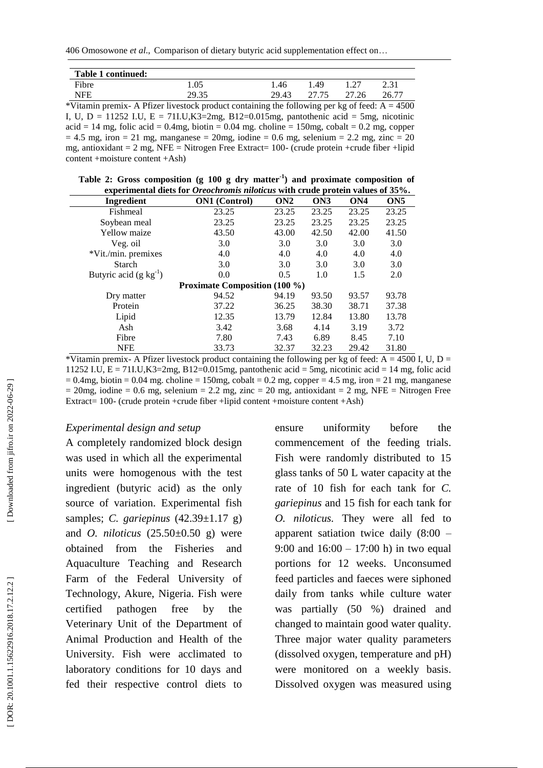**Table 1 continued:**

| | | | | | |
|---|---|---|---|---|---|
| Fibre | 1.05 | 1.46 | 1.49 | 1.27 | 2.31 |
| NFE | 29.35 | 29.43 | 27.75 | 27.26 | 26.77 |

*Vitamin premix- A Pfizer livestock product containing the following per kg of feed: A = 4500 I, U, D = 11252 I.U, E = 71I.U,K3=2mg, B12=0.015mg, pantothenic acid = 5mg, nicotinic acid = 14 mg, folic acid = 0.4mg, biotin = 0.04 mg. choline = 150mg, cobalt = 0.2 mg, copper = 4.5 mg, iron = 21 mg, manganese = 20mg, iodine = 0.6 mg, selenium = 2.2 mg, zinc = 20 mg, antioxidant = 2 mg, NFE = Nitrogen Free Extract= 100- (crude protein +crude fiber +lipid content +moisture content +Ash)

**Table 2: Gross composition (g 100 g dry matter$^{-1}$) and proximate composition of experimental diets for *Oreochromis niloticus* with crude protein values of 35%.**

| Ingredient | ON1 (Control) | ON2 | ON3 | ON4 | ON5 |
|---|---|---|---|---|---|
| Fishmeal | 23.25 | 23.25 | 23.25 | 23.25 | 23.25 |
| Soybean meal | 23.25 | 23.25 | 23.25 | 23.25 | 23.25 |
| Yellow maize | 43.50 | 43.00 | 42.50 | 42.00 | 41.50 |
| Veg. oil | 3.0 | 3.0 | 3.0 | 3.0 | 3.0 |
| *Vit./min. premixes | 4.0 | 4.0 | 4.0 | 4.0 | 4.0 |
| Starch | 3.0 | 3.0 | 3.0 | 3.0 | 3.0 |
| Butyric acid (g kg$^{-1}$) | 0.0 | 0.5 | 1.0 | 1.5 | 2.0 |
| **Proximate Composition (100 %)** | | | | | |
| Dry matter | 94.52 | 94.19 | 93.50 | 93.57 | 93.78 |
| Protein | 37.22 | 36.25 | 38.30 | 38.71 | 37.38 |
| Lipid | 12.35 | 13.79 | 12.84 | 13.80 | 13.78 |
| Ash | 3.42 | 3.68 | 4.14 | 3.19 | 3.72 |
| Fibre | 7.80 | 7.43 | 6.89 | 8.45 | 7.10 |
| NFE | 33.73 | 32.37 | 32.23 | 29.42 | 31.80 |

*Vitamin premix- A Pfizer livestock product containing the following per kg of feed: A = 4500 I, U, D = 11252 I.U, E = 71I.U,K3=2mg, B12=0.015mg, pantothenic acid = 5mg, nicotinic acid = 14 mg, folic acid = 0.4mg, biotin = 0.04 mg. choline = 150mg, cobalt = 0.2 mg, copper = 4.5 mg, iron = 21 mg, manganese = 20mg, iodine = 0.6 mg, selenium = 2.2 mg, zinc = 20 mg, antioxidant = 2 mg, NFE = Nitrogen Free Extract= 100- (crude protein +crude fiber +lipid content +moisture content +Ash)

*Experimental design and setup*

A completely randomized block design was used in which all the experimental units were homogenous with the test ingredient (butyric acid) as the only source of variation. Experimental fish samples; *C. gariepinus* (42.39±1.17 g) and *O. niloticus* (25.50±0.50 g) were obtained from the Fisheries and Aquaculture Teaching and Research Farm of the Federal University of Technology, Akure, Nigeria. Fish were certified pathogen free by the Veterinary Unit of the Department of Animal Production and Health of the University. Fish were acclimated to laboratory conditions for 10 days and fed their respective control diets to ensure uniformity before the commencement of the feeding trials. Fish were randomly distributed to 15 glass tanks of 50 L water capacity at the rate of 10 fish for each tank for *C. gariepinus* and 15 fish for each tank for *O. niloticus.* They were all fed to apparent satiation twice daily (8:00 – 9:00 and 16:00 – 17:00 h) in two equal portions for 12 weeks. Unconsumed feed particles and faeces were siphoned daily from tanks while culture water was partially (50 %) drained and changed to maintain good water quality. Three major water quality parameters (dissolved oxygen, temperature and pH) were monitored on a weekly basis. Dissolved oxygen was measured using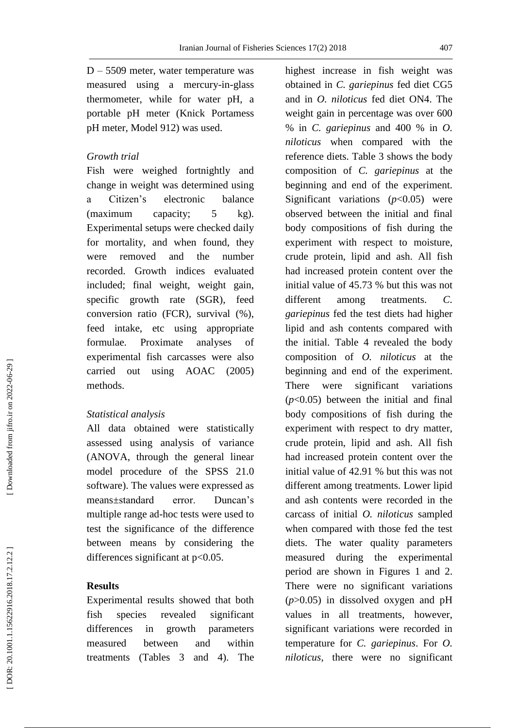D – 5509 meter, water temperature was measured using a mercury-in-glass thermometer, while for water pH, a portable pH meter (Knick Portamess pH meter, Model 912) was used.

*Growth trial*

Fish were weighed fortnightly and change in weight was determined using a Citizen's electronic balance (maximum capacity; 5 kg). Experimental setups were checked daily for mortality, and when found, they were removed and the number recorded. Growth indices evaluated included; final weight, weight gain, specific growth rate (SGR), feed conversion ratio (FCR), survival (%), feed intake, etc using appropriate formulae. Proximate analyses of experimental fish carcasses were also carried out using AOAC (2005) methods.

*Statistical analysis*

All data obtained were statistically assessed using analysis of variance (ANOVA, through the general linear model procedure of the SPSS 21.0 software). The values were expressed as means±standard error. Duncan's multiple range ad-hoc tests were used to test the significance of the difference between means by considering the differences significant at $p<0.05$.

## Results

Experimental results showed that both fish species revealed significant differences in growth parameters measured between and within treatments (Tables 3 and 4). The highest increase in fish weight was obtained in *C. gariepinus* fed diet CG5 and in *O. niloticus* fed diet ON4. The weight gain in percentage was over 600 % in *C. gariepinus* and 400 % in *O. niloticus* when compared with the reference diets. Table 3 shows the body composition of *C. gariepinus* at the beginning and end of the experiment. Significant variations ($p<0.05$) were observed between the initial and final body compositions of fish during the experiment with respect to moisture, crude protein, lipid and ash. All fish had increased protein content over the initial value of 45.73 % but this was not different among treatments. *C. gariepinus* fed the test diets had higher lipid and ash contents compared with the initial. Table 4 revealed the body composition of *O. niloticus* at the beginning and end of the experiment. There were significant variations ($p<0.05$) between the initial and final body compositions of fish during the experiment with respect to dry matter, crude protein, lipid and ash. All fish had increased protein content over the initial value of 42.91 % but this was not different among treatments. Lower lipid and ash contents were recorded in the carcass of initial *O. niloticus* sampled when compared with those fed the test diets. The water quality parameters measured during the experimental period are shown in Figures 1 and 2. There were no significant variations ($p>0.05$) in dissolved oxygen and pH values in all treatments, however, significant variations were recorded in temperature for *C. gariepinus*. For *O. niloticus*, there were no significant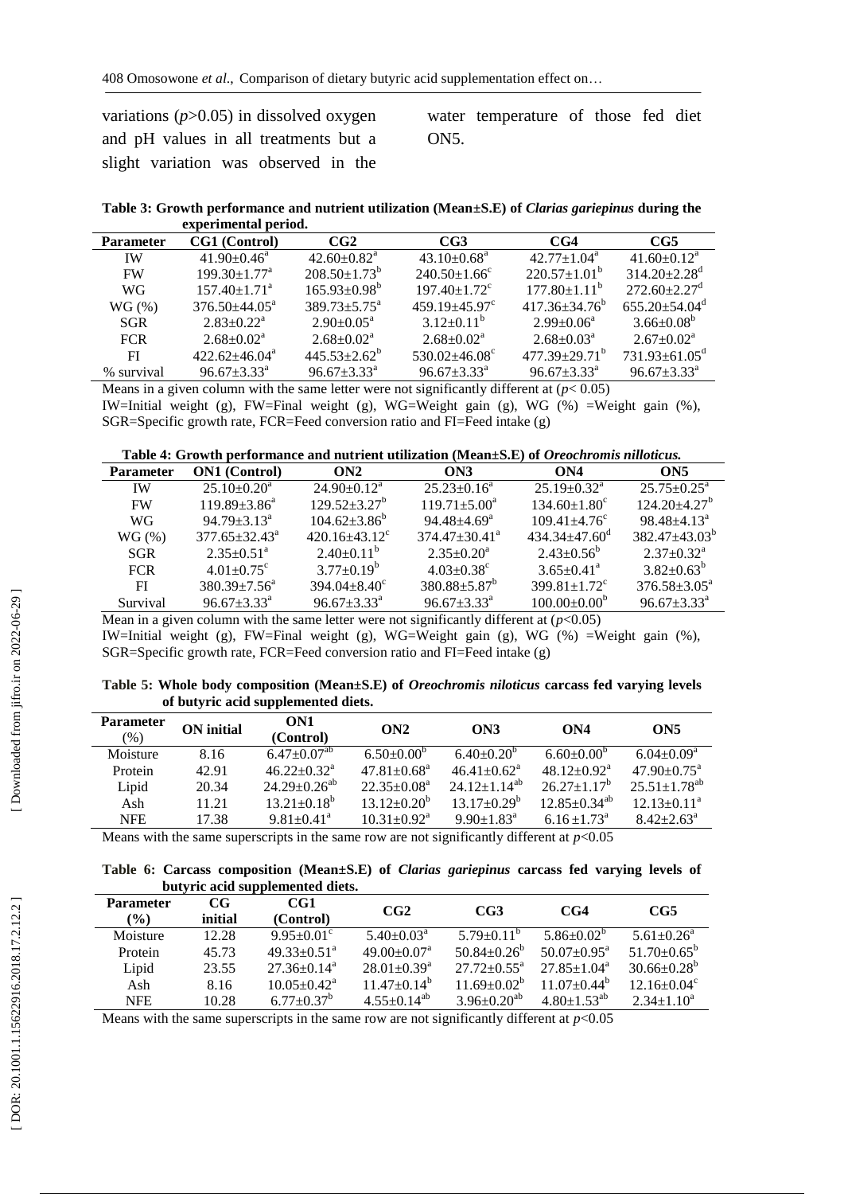variations ($p$>0.05) in dissolved oxygen and pH values in all treatments but a slight variation was observed in the water temperature of those fed diet ON5.

**Table 3: Growth performance and nutrient utilization (Mean±S.E) of *Clarias gariepinus* during the experimental period.**

| Parameter | CG1 (Control) | CG2 | CG3 | CG4 | CG5 |
|---|---|---|---|---|---|
| IW | $41.90±0.46^a$ | $42.60±0.82^a$ | $43.10±0.68^a$ | $42.77±1.04^a$ | $41.60±0.12^a$ |
| FW | $199.30±1.77^a$ | $208.50±1.73^b$ | $240.50±1.66^c$ | $220.57±1.01^b$ | $314.20±2.28^d$ |
| WG | $157.40±1.71^a$ | $165.93±0.98^b$ | $197.40±1.72^c$ | $177.80±1.11^b$ | $272.60±2.27^d$ |
| WG (%) | $376.50±44.05^a$ | $389.73±5.75^a$ | $459.19±45.97^c$ | $417.36±34.76^b$ | $655.20±54.04^d$ |
| SGR | $2.83±0.22^a$ | $2.90±0.05^a$ | $3.12±0.11^b$ | $2.99±0.06^a$ | $3.66±0.08^b$ |
| FCR | $2.68±0.02^a$ | $2.68±0.02^a$ | $2.68±0.02^a$ | $2.68±0.03^a$ | $2.67±0.02^a$ |
| FI | $422.62±46.04^a$ | $445.53±2.62^b$ | $530.02±46.08^c$ | $477.39±29.71^b$ | $731.93±61.05^d$ |
| % survival | $96.67±3.33^a$ | $96.67±3.33^a$ | $96.67±3.33^a$ | $96.67±3.33^a$ | $96.67±3.33^a$ |

Means in a given column with the same letter were not significantly different at ($p$< 0.05)

IW=Initial weight (g), FW=Final weight (g), WG=Weight gain (g), WG (%) =Weight gain (%), SGR=Specific growth rate, FCR=Feed conversion ratio and FI=Feed intake (g)

**Table 4: Growth performance and nutrient utilization (Mean±S.E) of *Oreochromis nilloticus.***

| Parameter | ON1 (Control) | ON2 | ON3 | ON4 | ON5 |
|---|---|---|---|---|---|
| IW | $25.10±0.20^a$ | $24.90±0.12^a$ | $25.23±0.16^a$ | $25.19±0.32^a$ | $25.75±0.25^a$ |
| FW | $119.89±3.86^a$ | $129.52±3.27^b$ | $119.71±5.00^a$ | $134.60±1.80^c$ | $124.20±4.27^b$ |
| WG | $94.79±3.13^a$ | $104.62±3.86^b$ | $94.48±4.69^a$ | $109.41±4.76^c$ | $98.48±4.13^a$ |
| WG (%) | $377.65±32.43^a$ | $420.16±43.12^c$ | $374.47±30.41^a$ | $434.34±47.60^d$ | $382.47±43.03^b$ |
| SGR | $2.35±0.51^a$ | $2.40±0.11^b$ | $2.35±0.20^a$ | $2.43±0.56^b$ | $2.37±0.32^a$ |
| FCR | $4.01±0.75^c$ | $3.77±0.19^b$ | $4.03±0.38^c$ | $3.65±0.41^a$ | $3.82±0.63^b$ |
| FI | $380.39±7.56^a$ | $394.04±8.40^c$ | $380.88±5.87^b$ | $399.81±1.72^c$ | $376.58±3.05^a$ |
| Survival | $96.67±3.33^a$ | $96.67±3.33^a$ | $96.67±3.33^a$ | $100.00±0.00^b$ | $96.67±3.33^a$ |

Mean in a given column with the same letter were not significantly different at ($p$<0.05)

IW=Initial weight (g), FW=Final weight (g), WG=Weight gain (g), WG (%) =Weight gain (%), SGR=Specific growth rate, FCR=Feed conversion ratio and FI=Feed intake (g)

**Table 5: Whole body composition (Mean±S.E) of *Oreochromis niloticus* carcass fed varying levels of butyric acid supplemented diets.**

| Parameter (%) | ON initial | ON1 (Control) | ON2 | ON3 | ON4 | ON5 |
|---|---|---|---|---|---|---|
| Moisture | 8.16 | $6.47±0.07^{ab}$ | $6.50±0.00^b$ | $6.40±0.20^b$ | $6.60±0.00^b$ | $6.04±0.09^a$ |
| Protein | 42.91 | $46.22±0.32^a$ | $47.81±0.68^a$ | $46.41±0.62^a$ | $48.12±0.92^a$ | $47.90±0.75^a$ |
| Lipid | 20.34 | $24.29±0.26^{ab}$ | $22.35±0.08^a$ | $24.12±1.14^{ab}$ | $26.27±1.17^b$ | $25.51±1.78^{ab}$ |
| Ash | 11.21 | $13.21±0.18^b$ | $13.12±0.20^b$ | $13.17±0.29^b$ | $12.85±0.34^{ab}$ | $12.13±0.11^a$ |
| NFE | 17.38 | $9.81±0.41^a$ | $10.31±0.92^a$ | $9.90±1.83^a$ | $6.16±1.73^a$ | $8.42±2.63^a$ |

Means with the same superscripts in the same row are not significantly different at $p$<0.05

**Table 6: Carcass composition (Mean±S.E) of *Clarias gariepinus* carcass fed varying levels of butyric acid supplemented diets.**

| Parameter (%) | CG initial | CG1 (Control) | CG2 | CG3 | CG4 | CG5 |
|---|---|---|---|---|---|---|
| Moisture | 12.28 | $9.95±0.01^c$ | $5.40±0.03^a$ | $5.79±0.11^b$ | $5.86±0.02^b$ | $5.61±0.26^a$ |
| Protein | 45.73 | $49.33±0.51^a$ | $49.00±0.07^a$ | $50.84±0.26^b$ | $50.07±0.95^a$ | $51.70±0.65^b$ |
| Lipid | 23.55 | $27.36±0.14^a$ | $28.01±0.39^a$ | $27.72±0.55^a$ | $27.85±1.04^a$ | $30.66±0.28^b$ |
| Ash | 8.16 | $10.05±0.42^a$ | $11.47±0.14^b$ | $11.69±0.02^b$ | $11.07±0.44^b$ | $12.16±0.04^c$ |
| NFE | 10.28 | $6.77±0.37^b$ | $4.55±0.14^{ab}$ | $3.96±0.20^{ab}$ | $4.80±1.53^{ab}$ | $2.34±1.10^a$ |

Means with the same superscripts in the same row are not significantly different at $p$<0.05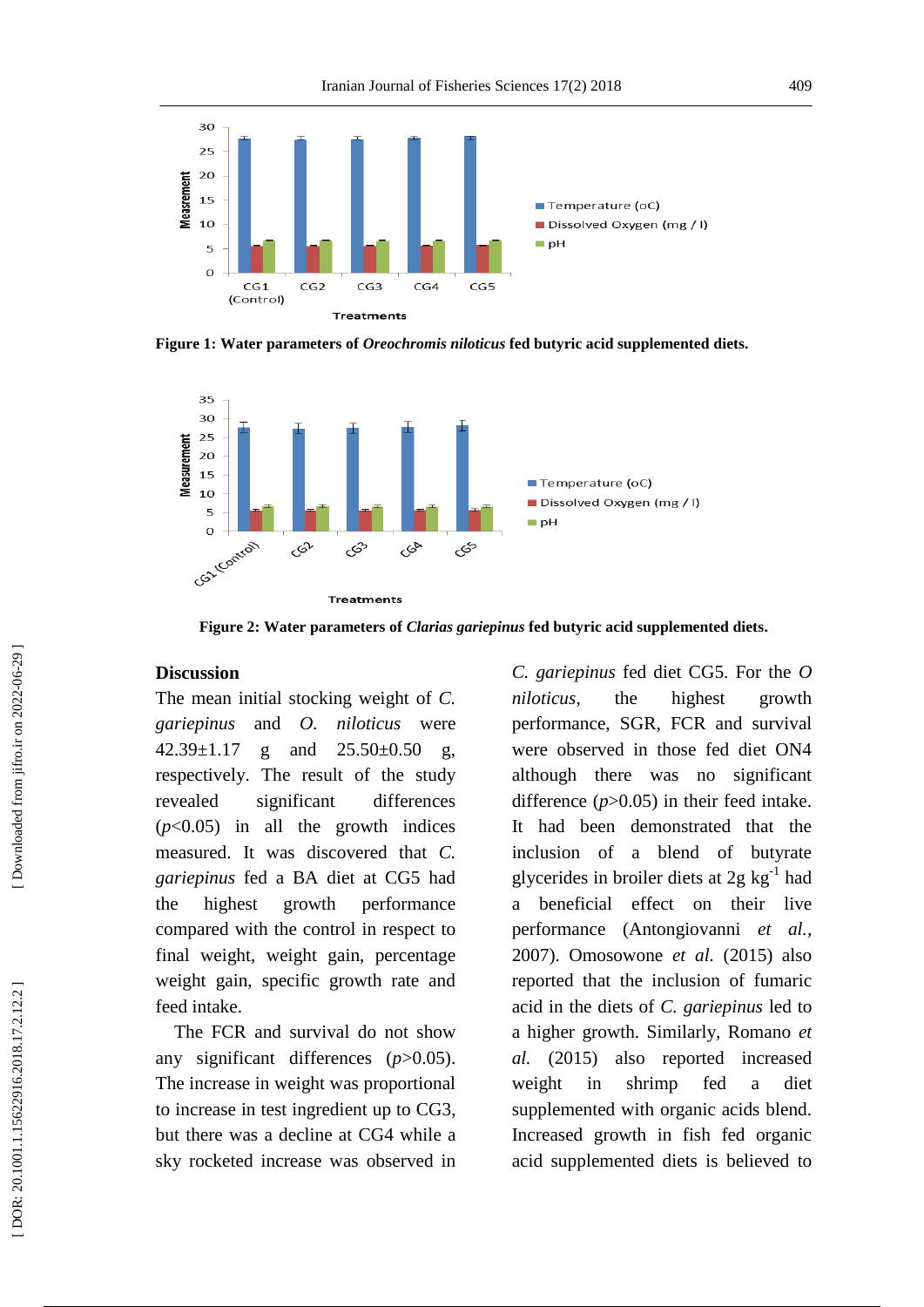Figure 1: Water parameters of *Oreochromis niloticus* fed butyric acid supplemented diets.

Figure 2: Water parameters of *Clarias gariepinus* fed butyric acid supplemented diets.

## Discussion

The mean initial stocking weight of *C. gariepinus* and *O. niloticus* were 42.39±1.17 g and 25.50±0.50 g, respectively. The result of the study revealed significant differences ($p<0.05$) in all the growth indices measured. It was discovered that *C. gariepinus* fed a BA diet at CG5 had the highest growth performance compared with the control in respect to final weight, weight gain, percentage weight gain, specific growth rate and feed intake.

The FCR and survival do not show any significant differences ($p>0.05$). The increase in weight was proportional to increase in test ingredient up to CG3, but there was a decline at CG4 while a sky rocketed increase was observed in *C. gariepinus* fed diet CG5. For the *O niloticus*, the highest growth performance, SGR, FCR and survival were observed in those fed diet ON4 although there was no significant difference ($p>0.05$) in their feed intake. It had been demonstrated that the inclusion of a blend of butyrate glycerides in broiler diets at 2g $kg^{-1}$ had a beneficial effect on their live performance (Antongiovanni *et al.*, 2007). Omosowone *et al.* (2015) also reported that the inclusion of fumaric acid in the diets of *C. gariepinus* led to a higher growth. Similarly, Romano *et al.* (2015) also reported increased weight in shrimp fed a diet supplemented with organic acids blend. Increased growth in fish fed organic acid supplemented diets is believed to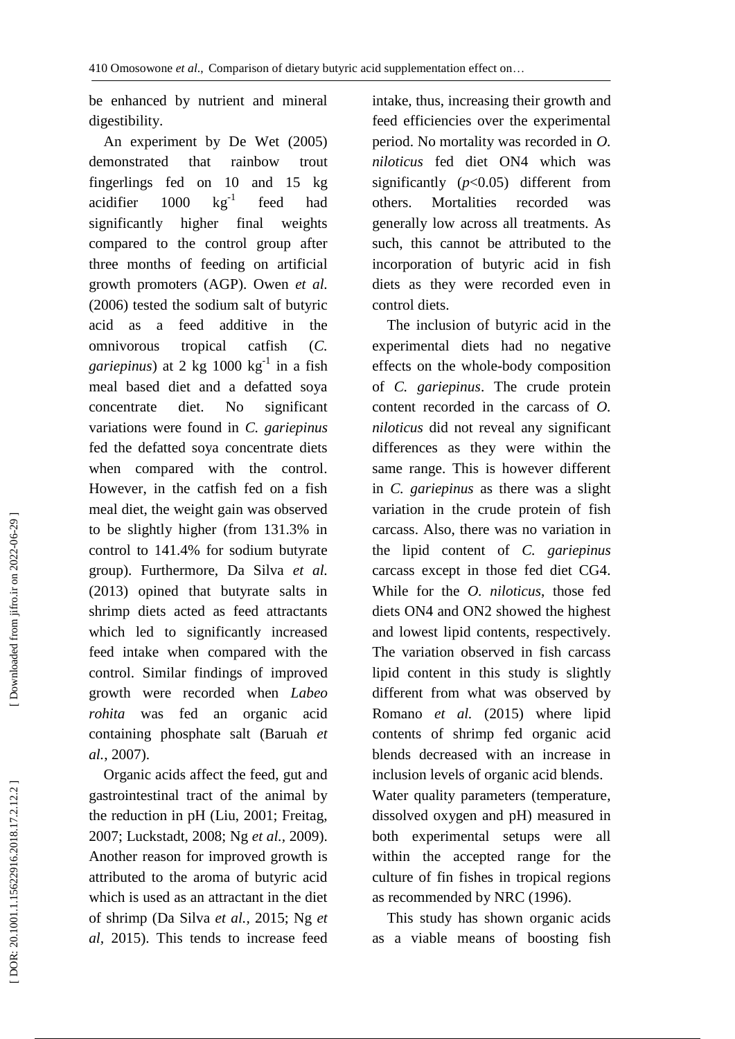be enhanced by nutrient and mineral digestibility.

An experiment by De Wet (2005) demonstrated that rainbow trout fingerlings fed on 10 and 15 kg acidifier 1000 $kg^{-1}$ feed had significantly higher final weights compared to the control group after three months of feeding on artificial growth promoters (AGP). Owen *et al.* (2006) tested the sodium salt of butyric acid as a feed additive in the omnivorous tropical catfish (*C. gariepinus*) at 2 kg 1000 $kg^{-1}$ in a fish meal based diet and a defatted soya concentrate diet. No significant variations were found in *C. gariepinus* fed the defatted soya concentrate diets when compared with the control. However, in the catfish fed on a fish meal diet, the weight gain was observed to be slightly higher (from 131.3% in control to 141.4% for sodium butyrate group). Furthermore, Da Silva *et al.* (2013) opined that butyrate salts in shrimp diets acted as feed attractants which led to significantly increased feed intake when compared with the control. Similar findings of improved growth were recorded when *Labeo rohita* was fed an organic acid containing phosphate salt (Baruah *et al.,* 2007).

Organic acids affect the feed, gut and gastrointestinal tract of the animal by the reduction in pH (Liu, 2001; Freitag, 2007; Luckstadt, 2008; Ng *et al.,* 2009). Another reason for improved growth is attributed to the aroma of butyric acid which is used as an attractant in the diet of shrimp (Da Silva *et al.,* 2015; Ng *et al,* 2015). This tends to increase feed intake, thus, increasing their growth and feed efficiencies over the experimental period. No mortality was recorded in *O. niloticus* fed diet ON4 which was significantly ($p$<0.05) different from others. Mortalities recorded was generally low across all treatments. As such, this cannot be attributed to the incorporation of butyric acid in fish diets as they were recorded even in control diets.

The inclusion of butyric acid in the experimental diets had no negative effects on the whole-body composition of *C. gariepinus*. The crude protein content recorded in the carcass of *O. niloticus* did not reveal any significant differences as they were within the same range. This is however different in *C. gariepinus* as there was a slight variation in the crude protein of fish carcass. Also, there was no variation in the lipid content of *C. gariepinus* carcass except in those fed diet CG4. While for the *O. niloticus*, those fed diets ON4 and ON2 showed the highest and lowest lipid contents, respectively. The variation observed in fish carcass lipid content in this study is slightly different from what was observed by Romano *et al.* (2015) where lipid contents of shrimp fed organic acid blends decreased with an increase in inclusion levels of organic acid blends.

Water quality parameters (temperature, dissolved oxygen and pH) measured in both experimental setups were all within the accepted range for the culture of fin fishes in tropical regions as recommended by NRC (1996).

This study has shown organic acids as a viable means of boosting fish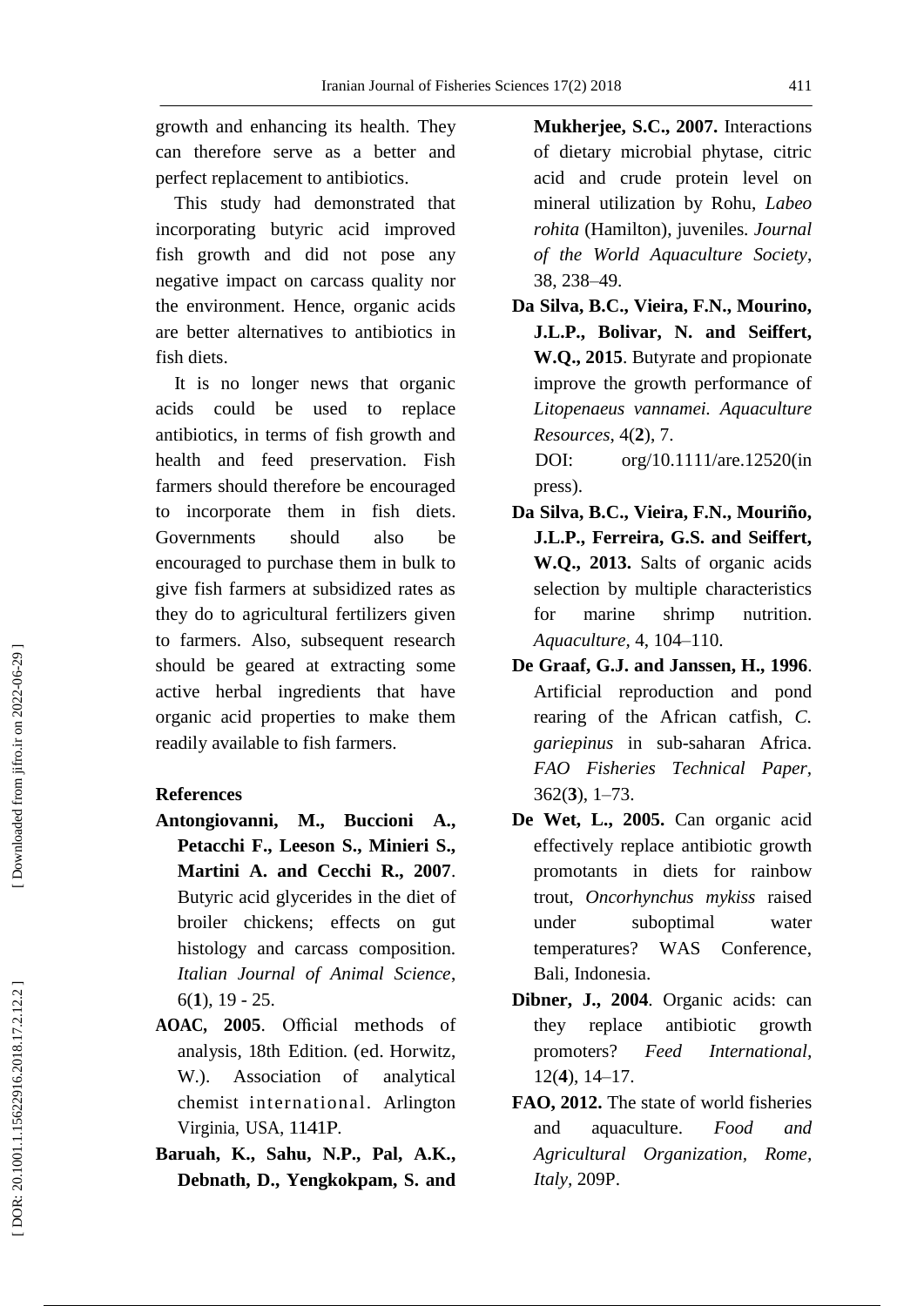growth and enhancing its health. They can therefore serve as a better and perfect replacement to antibiotics.

This study had demonstrated that incorporating butyric acid improved fish growth and did not pose any negative impact on carcass quality nor the environment. Hence, organic acids are better alternatives to antibiotics in fish diets.

It is no longer news that organic acids could be used to replace antibiotics, in terms of fish growth and health and feed preservation. Fish farmers should therefore be encouraged to incorporate them in fish diets. Governments should also be encouraged to purchase them in bulk to give fish farmers at subsidized rates as they do to agricultural fertilizers given to farmers. Also, subsequent research should be geared at extracting some active herbal ingredients that have organic acid properties to make them readily available to fish farmers.

## References

**Antongiovanni, M., Buccioni A., Petacchi F., Leeson S., Minieri S., Martini A. and Cecchi R., 2007**. Butyric acid glycerides in the diet of broiler chickens; effects on gut histology and carcass composition. *Italian Journal of Animal Science*, 6(**1**), 19 - 25.

**AOAC, 2005**. Official methods of analysis, 18th Edition. (ed. Horwitz, W.). Association of analytical chemist international. Arlington Virginia, USA, 1141P.

**Baruah, K., Sahu, N.P., Pal, A.K., Debnath, D., Yengkokpam, S. and Mukherjee, S.C., 2007.** Interactions of dietary microbial phytase, citric acid and crude protein level on mineral utilization by Rohu, *Labeo rohita* (Hamilton), juveniles. *Journal of the World Aquaculture Society*, 38, 238–49.

**Da Silva, B.C., Vieira, F.N., Mourino, J.L.P., Bolivar, N. and Seiffert, W.Q., 2015**. Butyrate and propionate improve the growth performance of *Litopenaeus vannamei. Aquaculture Resources*, 4(**2**), 7. DOI: org/10.1111/are.12520(in press).

**Da Silva, B.C., Vieira, F.N., Mouriño, J.L.P., Ferreira, G.S. and Seiffert, W.Q., 2013.** Salts of organic acids selection by multiple characteristics for marine shrimp nutrition. *Aquaculture*, 4, 104–110.

**De Graaf, G.J. and Janssen, H., 1996**. Artificial reproduction and pond rearing of the African catfish, *C. gariepinus* in sub-saharan Africa. *FAO Fisheries Technical Paper*, 362(**3**), 1–73.

**De Wet, L., 2005.** Can organic acid effectively replace antibiotic growth promotants in diets for rainbow trout, *Oncorhynchus mykiss* raised under suboptimal water temperatures? WAS Conference, Bali, Indonesia.

**Dibner, J., 2004**. Organic acids: can they replace antibiotic growth promoters? *Feed International*, 12(**4**), 14–17.

**FAO, 2012.** The state of world fisheries and aquaculture. *Food and Agricultural Organization*, *Rome*, *Italy*, 209P.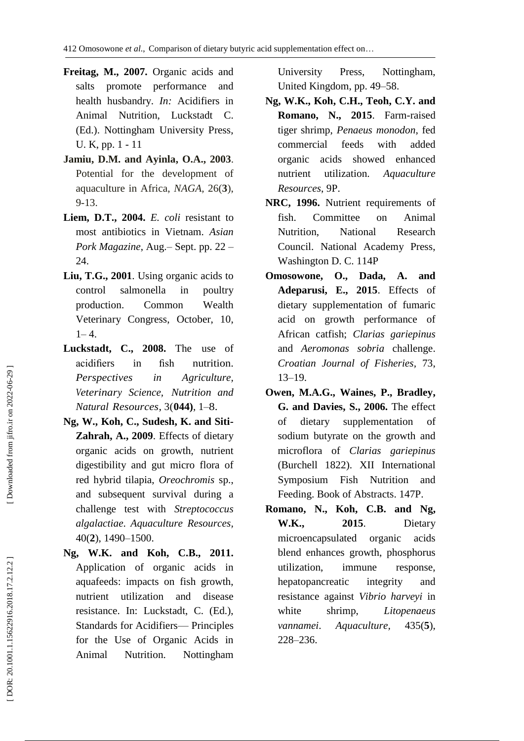**Freitag, M., 2007.** Organic acids and salts promote performance and health husbandry. *In:* Acidifiers in Animal Nutrition, Luckstadt C. (Ed.). Nottingham University Press, U. K, pp. 1 - 11

**Jamiu, D.M. and Ayinla, O.A., 2003**. Potential for the development of aquaculture in Africa, *NAGA*, 26(**3**), 9-13.

**Liem, D.T., 2004.** *E. coli* resistant to most antibiotics in Vietnam. *Asian Pork Magazine*, Aug.– Sept. pp. 22 – 24.

**Liu, T.G., 2001**. Using organic acids to control salmonella in poultry production. Common Wealth Veterinary Congress, October, 10, 1– 4.

**Luckstadt, C., 2008.** The use of acidifiers in fish nutrition. *Perspectives in Agriculture, Veterinary Science, Nutrition and Natural Resources*, 3(**044)**, 1–8.

**Ng, W., Koh, C., Sudesh, K. and Siti-Zahrah, A., 2009**. Effects of dietary organic acids on growth, nutrient digestibility and gut micro flora of red hybrid tilapia, *Oreochromis* sp., and subsequent survival during a challenge test with *Streptococcus algalactiae*. *Aquaculture Resources*, 40(**2**), 1490–1500.

**Ng, W.K. and Koh, C.B., 2011.** Application of organic acids in aquafeeds: impacts on fish growth, nutrient utilization and disease resistance. In: Luckstadt, C. (Ed.), Standards for Acidifiers— Principles for the Use of Organic Acids in Animal Nutrition. Nottingham University Press, Nottingham, United Kingdom, pp. 49–58.

**Ng, W.K., Koh, C.H., Teoh, C.Y. and Romano, N., 2015**. Farm-raised tiger shrimp, *Penaeus monodon*, fed commercial feeds with added organic acids showed enhanced nutrient utilization. *Aquaculture Resources*, 9P.

**NRC, 1996.** Nutrient requirements of fish. Committee on Animal Nutrition, National Research Council. National Academy Press, Washington D. C. 114P

**Omosowone, O., Dada, A. and Adeparusi, E., 2015**. Effects of dietary supplementation of fumaric acid on growth performance of African catfish; *Clarias gariepinus* and *Aeromonas sobria* challenge. *Croatian Journal of Fisheries*, 73, 13–19.

**Owen, M.A.G., Waines, P., Bradley, G. and Davies, S., 2006.** The effect of dietary supplementation of sodium butyrate on the growth and microflora of *Clarias gariepinus* (Burchell 1822). XII International Symposium Fish Nutrition and Feeding. Book of Abstracts. 147P.

**Romano, N., Koh, C.B. and Ng, W.K., 2015**. Dietary microencapsulated organic acids blend enhances growth, phosphorus utilization, immune response, hepatopancreatic integrity and resistance against *Vibrio harveyi* in white shrimp, *Litopenaeus vannamei*. *Aquaculture*, 435(**5**), 228–236.